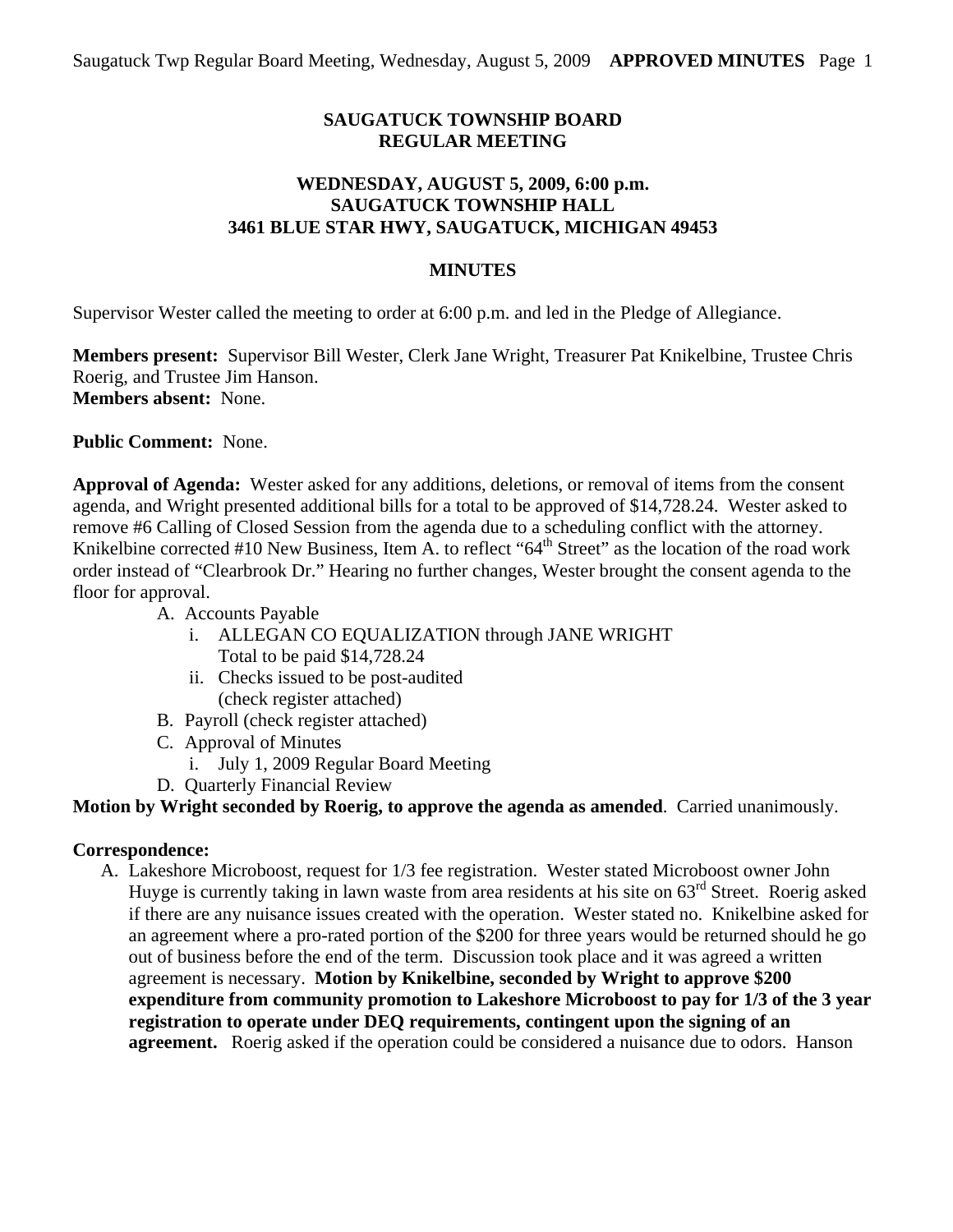# SAUGATUCK TOWNSHIP BOARD
# REGULAR MEETING

## WEDNESDAY, AUGUST 5, 2009, 6:00 p.m.
## SAUGATUCK TOWNSHIP HALL
## 3461 BLUE STAR HWY, SAUGATUCK, MICHIGAN 49453

## MINUTES

Supervisor Wester called the meeting to order at 6:00 p.m. and led in the Pledge of Allegiance.

**Members present:** Supervisor Bill Wester, Clerk Jane Wright, Treasurer Pat Knikelbine, Trustee Chris Roerig, and Trustee Jim Hanson.
**Members absent:** None.

**Public Comment:** None.

**Approval of Agenda:** Wester asked for any additions, deletions, or removal of items from the consent agenda, and Wright presented additional bills for a total to be approved of $14,728.24. Wester asked to remove #6 Calling of Closed Session from the agenda due to a scheduling conflict with the attorney. Knikelbine corrected #10 New Business, Item A. to reflect "64th Street" as the location of the road work order instead of "Clearbrook Dr." Hearing no further changes, Wester brought the consent agenda to the floor for approval.

- A. Accounts Payable
  - i. ALLEGAN CO EQUALIZATION through JANE WRIGHT
    Total to be paid $14,728.24
  - ii. Checks issued to be post-audited
    (check register attached)
- B. Payroll (check register attached)
- C. Approval of Minutes
  - i. July 1, 2009 Regular Board Meeting
- D. Quarterly Financial Review

**Motion by Wright seconded by Roerig, to approve the agenda as amended**. Carried unanimously.

**Correspondence:**

A. Lakeshore Microboost, request for 1/3 fee registration. Wester stated Microboost owner John Huyge is currently taking in lawn waste from area residents at his site on 63rd Street. Roerig asked if there are any nuisance issues created with the operation. Wester stated no. Knikelbine asked for an agreement where a pro-rated portion of the $200 for three years would be returned should he go out of business before the end of the term. Discussion took place and it was agreed a written agreement is necessary. **Motion by Knikelbine, seconded by Wright to approve $200 expenditure from community promotion to Lakeshore Microboost to pay for 1/3 of the 3 year registration to operate under DEQ requirements, contingent upon the signing of an agreement.** Roerig asked if the operation could be considered a nuisance due to odors. Hanson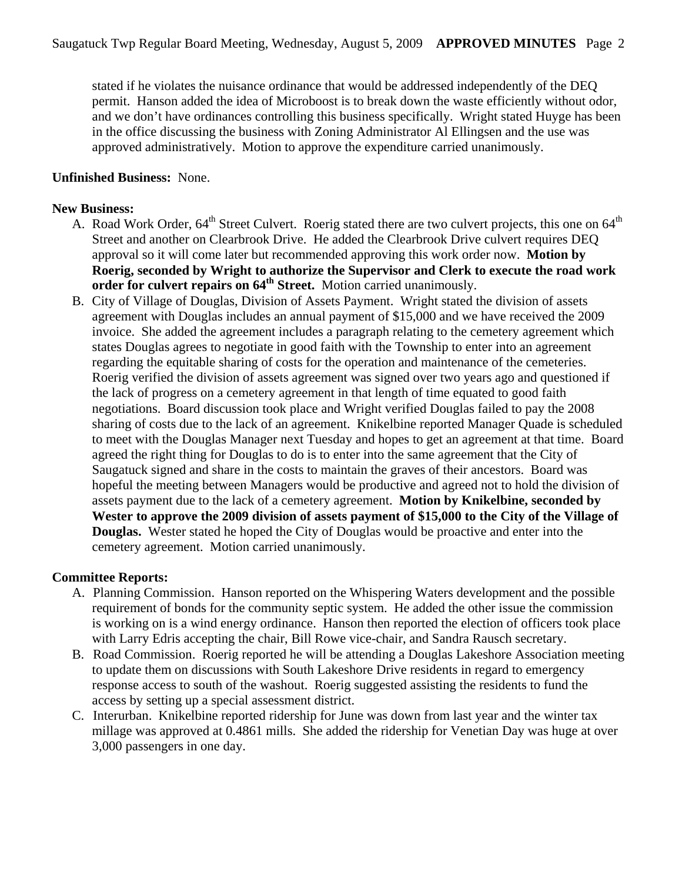stated if he violates the nuisance ordinance that would be addressed independently of the DEQ permit. Hanson added the idea of Microboost is to break down the waste efficiently without odor, and we don't have ordinances controlling this business specifically. Wright stated Huyge has been in the office discussing the business with Zoning Administrator Al Ellingsen and the use was approved administratively. Motion to approve the expenditure carried unanimously.

**Unfinished Business:** None.

**New Business:**

A. Road Work Order, 64th Street Culvert. Roerig stated there are two culvert projects, this one on 64th Street and another on Clearbrook Drive. He added the Clearbrook Drive culvert requires DEQ approval so it will come later but recommended approving this work order now. **Motion by Roerig, seconded by Wright to authorize the Supervisor and Clerk to execute the road work order for culvert repairs on 64th Street.** Motion carried unanimously.

B. City of Village of Douglas, Division of Assets Payment. Wright stated the division of assets agreement with Douglas includes an annual payment of $15,000 and we have received the 2009 invoice. She added the agreement includes a paragraph relating to the cemetery agreement which states Douglas agrees to negotiate in good faith with the Township to enter into an agreement regarding the equitable sharing of costs for the operation and maintenance of the cemeteries. Roerig verified the division of assets agreement was signed over two years ago and questioned if the lack of progress on a cemetery agreement in that length of time equated to good faith negotiations. Board discussion took place and Wright verified Douglas failed to pay the 2008 sharing of costs due to the lack of an agreement. Knikelbine reported Manager Quade is scheduled to meet with the Douglas Manager next Tuesday and hopes to get an agreement at that time. Board agreed the right thing for Douglas to do is to enter into the same agreement that the City of Saugatuck signed and share in the costs to maintain the graves of their ancestors. Board was hopeful the meeting between Managers would be productive and agreed not to hold the division of assets payment due to the lack of a cemetery agreement. **Motion by Knikelbine, seconded by Wester to approve the 2009 division of assets payment of $15,000 to the City of the Village of Douglas.** Wester stated he hoped the City of Douglas would be proactive and enter into the cemetery agreement. Motion carried unanimously.

**Committee Reports:**

A. Planning Commission. Hanson reported on the Whispering Waters development and the possible requirement of bonds for the community septic system. He added the other issue the commission is working on is a wind energy ordinance. Hanson then reported the election of officers took place with Larry Edris accepting the chair, Bill Rowe vice-chair, and Sandra Rausch secretary.

B. Road Commission. Roerig reported he will be attending a Douglas Lakeshore Association meeting to update them on discussions with South Lakeshore Drive residents in regard to emergency response access to south of the washout. Roerig suggested assisting the residents to fund the access by setting up a special assessment district.

C. Interurban. Knikelbine reported ridership for June was down from last year and the winter tax millage was approved at 0.4861 mills. She added the ridership for Venetian Day was huge at over 3,000 passengers in one day.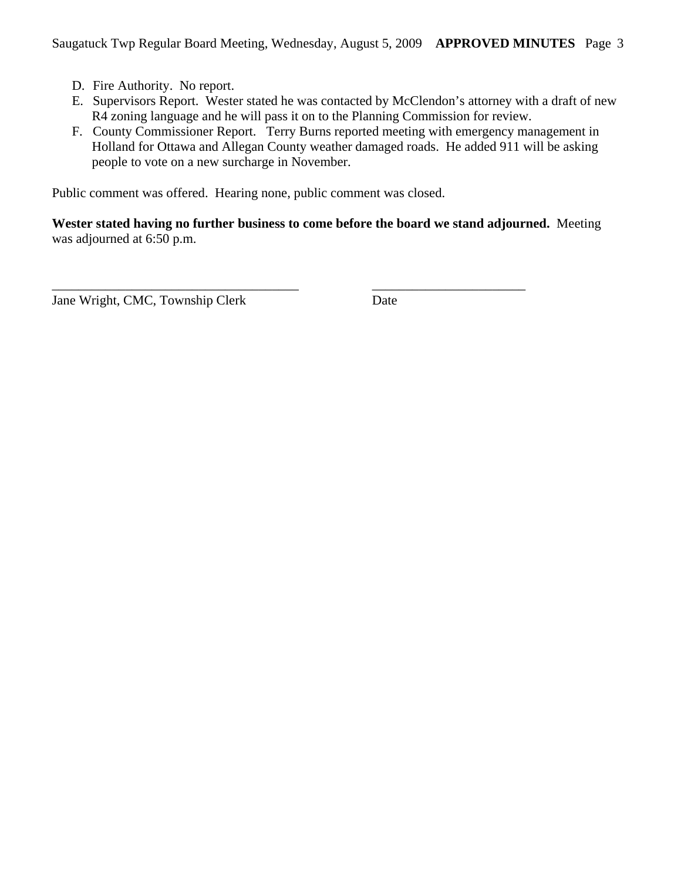D. Fire Authority. No report.
E. Supervisors Report. Wester stated he was contacted by McClendon's attorney with a draft of new R4 zoning language and he will pass it on to the Planning Commission for review.
F. County Commissioner Report. Terry Burns reported meeting with emergency management in Holland for Ottawa and Allegan County weather damaged roads. He added 911 will be asking people to vote on a new surcharge in November.

Public comment was offered. Hearing none, public comment was closed.

**Wester stated having no further business to come before the board we stand adjourned.** Meeting was adjourned at 6:50 p.m.

_______________________________________ ________________________

Jane Wright, CMC, Township Clerk Date